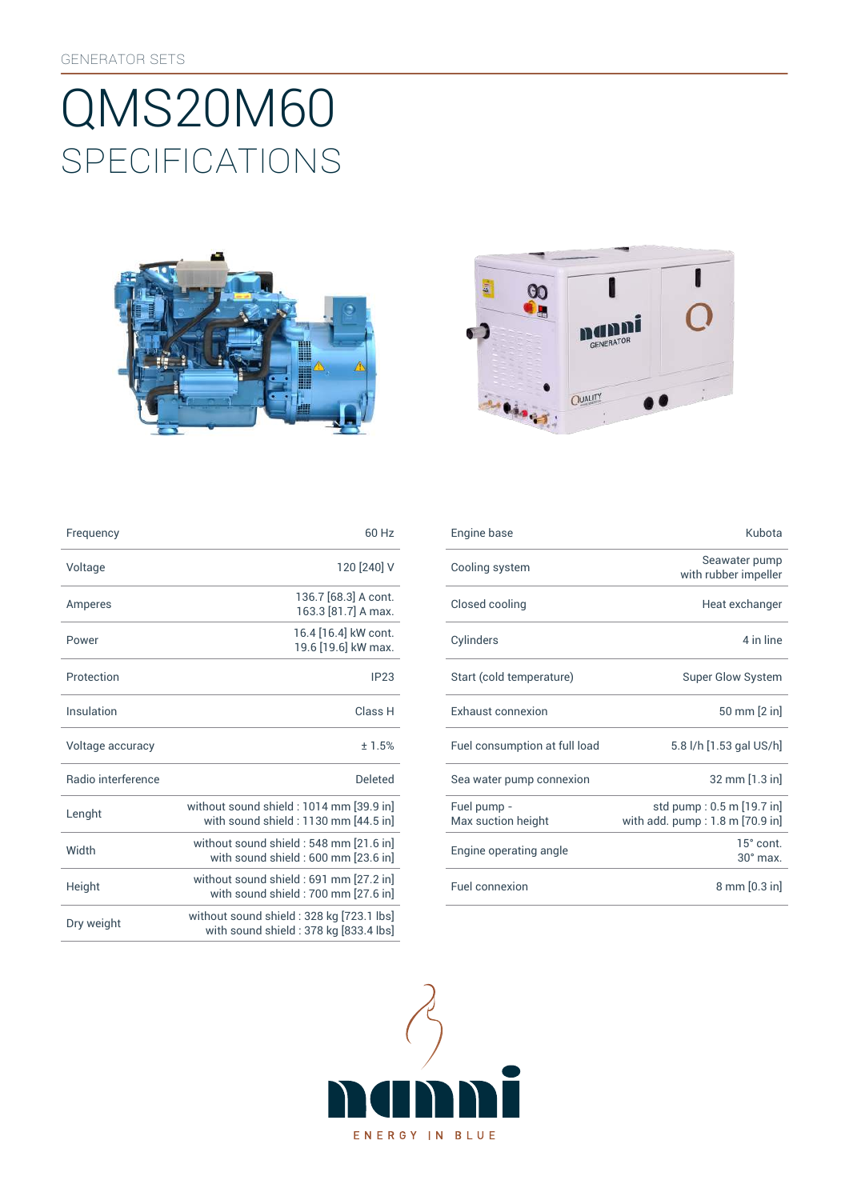GENERATOR SETS

# QMS20M60

## SPECIFICATIONS

| Frequency | 60 Hz |
|---|---|
| Voltage | 120 [240] V |
| Amperes | 136.7 [68.3] A cont.<br>163.3 [81.7] A max. |
| Power | 16.4 [16.4] kW cont.<br>19.6 [19.6] kW max. |
| Protection | IP23 |
| Insulation | Class H |
| Voltage accuracy | ± 1.5% |
| Radio interference | Deleted |
| Lenght | without sound shield : 1014 mm [39.9 in]<br>with sound shield : 1130 mm [44.5 in] |
| Width | without sound shield : 548 mm [21.6 in]<br>with sound shield : 600 mm [23.6 in] |
| Height | without sound shield : 691 mm [27.2 in]<br>with sound shield : 700 mm [27.6 in] |
| Dry weight | without sound shield : 328 kg [723.1 lbs]<br>with sound shield : 378 kg [833.4 lbs] |

| Engine base | Kubota |
|---|---|
| Cooling system | Seawater pump<br>with rubber impeller |
| Closed cooling | Heat exchanger |
| Cylinders | 4 in line |
| Start (cold temperature) | Super Glow System |
| Exhaust connexion | 50 mm [2 in] |
| Fuel consumption at full load | 5.8 l/h [1.53 gal US/h] |
| Sea water pump connexion | 32 mm [1.3 in] |
| Fuel pump -<br>Max suction height | std pump : 0.5 m [19.7 in]<br>with add. pump : 1.8 m [70.9 in] |
| Engine operating angle | 15° cont.<br>30° max. |
| Fuel connexion | 8 mm [0.3 in] |

nanni

ENERGY IN BLUE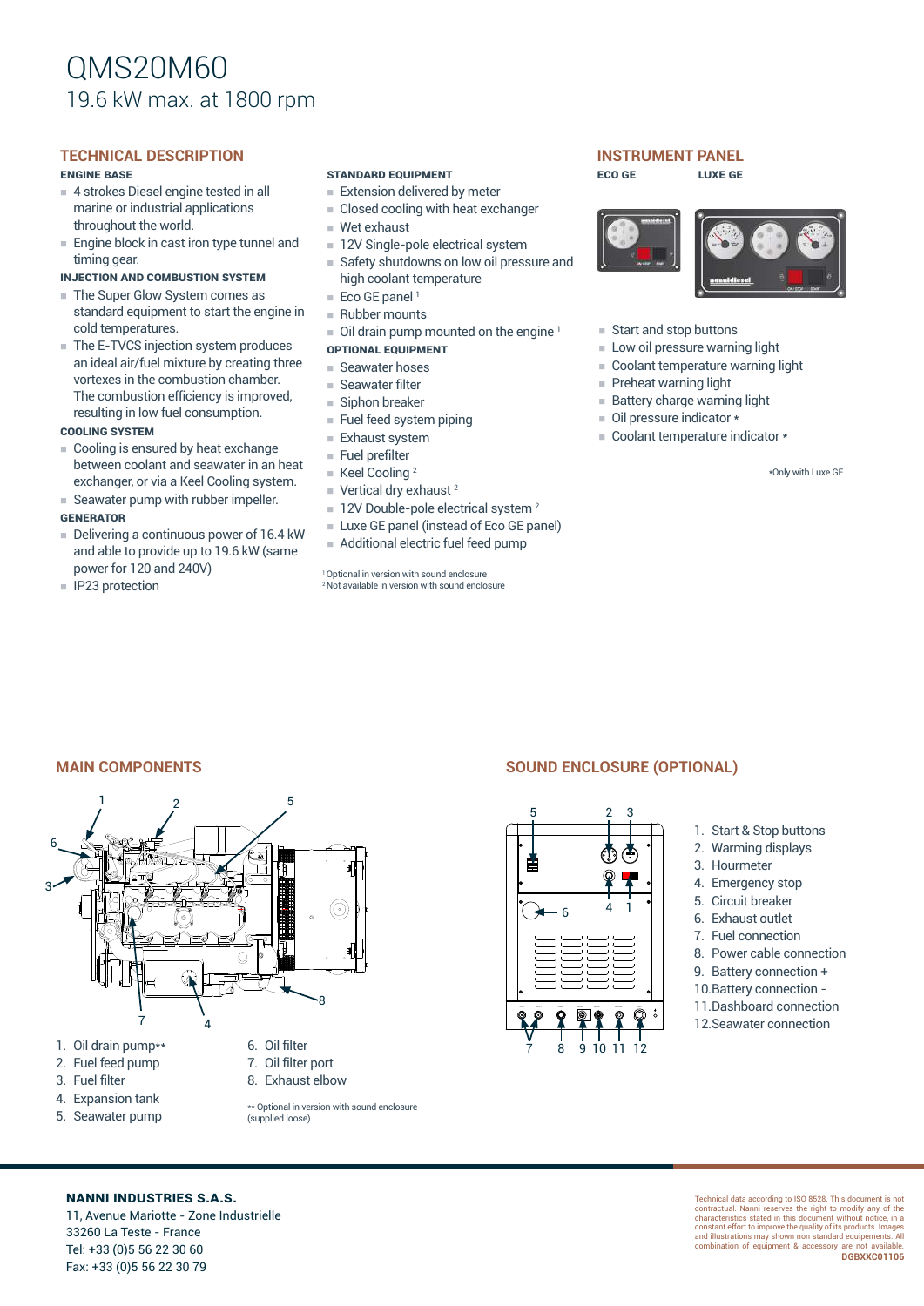# QMS20M60

19.6 kW max. at 1800 rpm

## TECHNICAL DESCRIPTION

**ENGINE BASE**

- 4 strokes Diesel engine tested in all marine or industrial applications throughout the world.
- Engine block in cast iron type tunnel and timing gear.

**INJECTION AND COMBUSTION SYSTEM**

- The Super Glow System comes as standard equipment to start the engine in cold temperatures.
- The E-TVCS injection system produces an ideal air/fuel mixture by creating three vortexes in the combustion chamber. The combustion efficiency is improved, resulting in low fuel consumption.

**COOLING SYSTEM**

- Cooling is ensured by heat exchange between coolant and seawater in an heat exchanger, or via a Keel Cooling system.
- Seawater pump with rubber impeller.

**GENERATOR**

- Delivering a continuous power of 16.4 kW and able to provide up to 19.6 kW (same power for 120 and 240V)
- IP23 protection

**STANDARD EQUIPMENT**

- Extension delivered by meter
- Closed cooling with heat exchanger
- Wet exhaust
- 12V Single-pole electrical system
- Safety shutdowns on low oil pressure and high coolant temperature
- Eco GE panel [1]
- Rubber mounts
- Oil drain pump mounted on the engine [1]

**OPTIONAL EQUIPMENT**

- Seawater hoses
- Seawater filter
- Siphon breaker
- Fuel feed system piping
- Exhaust system
- Fuel prefilter
- Keel Cooling [2]
- Vertical dry exhaust [2]
- 12V Double-pole electrical system [2]
- Luxe GE panel (instead of Eco GE panel)
- Additional electric fuel feed pump

[1] Optional in version with sound enclosure
[2] Not available in version with sound enclosure

## INSTRUMENT PANEL

**ECO GE** **LUXE GE**

- Start and stop buttons
- Low oil pressure warning light
- Coolant temperature warning light
- Preheat warning light
- Battery charge warning light
- Oil pressure indicator *
- Coolant temperature indicator *

*Only with Luxe GE

## MAIN COMPONENTS

1 2 5 6 3 7 4 8

1. Oil drain pump**
2. Fuel feed pump
3. Fuel filter
4. Expansion tank
5. Seawater pump
6. Oil filter
7. Oil filter port
8. Exhaust elbow

** Optional in version with sound enclosure (supplied loose)

## SOUND ENCLOSURE (OPTIONAL)

5 2 3 6 4 1 7 8 9 10 11 12

1. Start & Stop buttons
2. Warming displays
3. Hourmeter
4. Emergency stop
5. Circuit breaker
6. Exhaust outlet
7. Fuel connection
8. Power cable connection
9. Battery connection +
10. Battery connection -
11. Dashboard connection
12. Seawater connection

**NANNI INDUSTRIES S.A.S.**
11, Avenue Mariotte - Zone Industrielle
33260 La Teste - France
Tel: +33 (0)5 56 22 30 60
Fax: +33 (0)5 56 22 30 79

Technical data according to ISO 8528. This document is not contractual. Nanni reserves the right to modify any of the characteristics stated in this document without notice, in a constant effort to improve the quality of its products. Images and illustrations may shown non standard equipements. All combination of equipment & accessory are not available.
**DGBXXC01106**